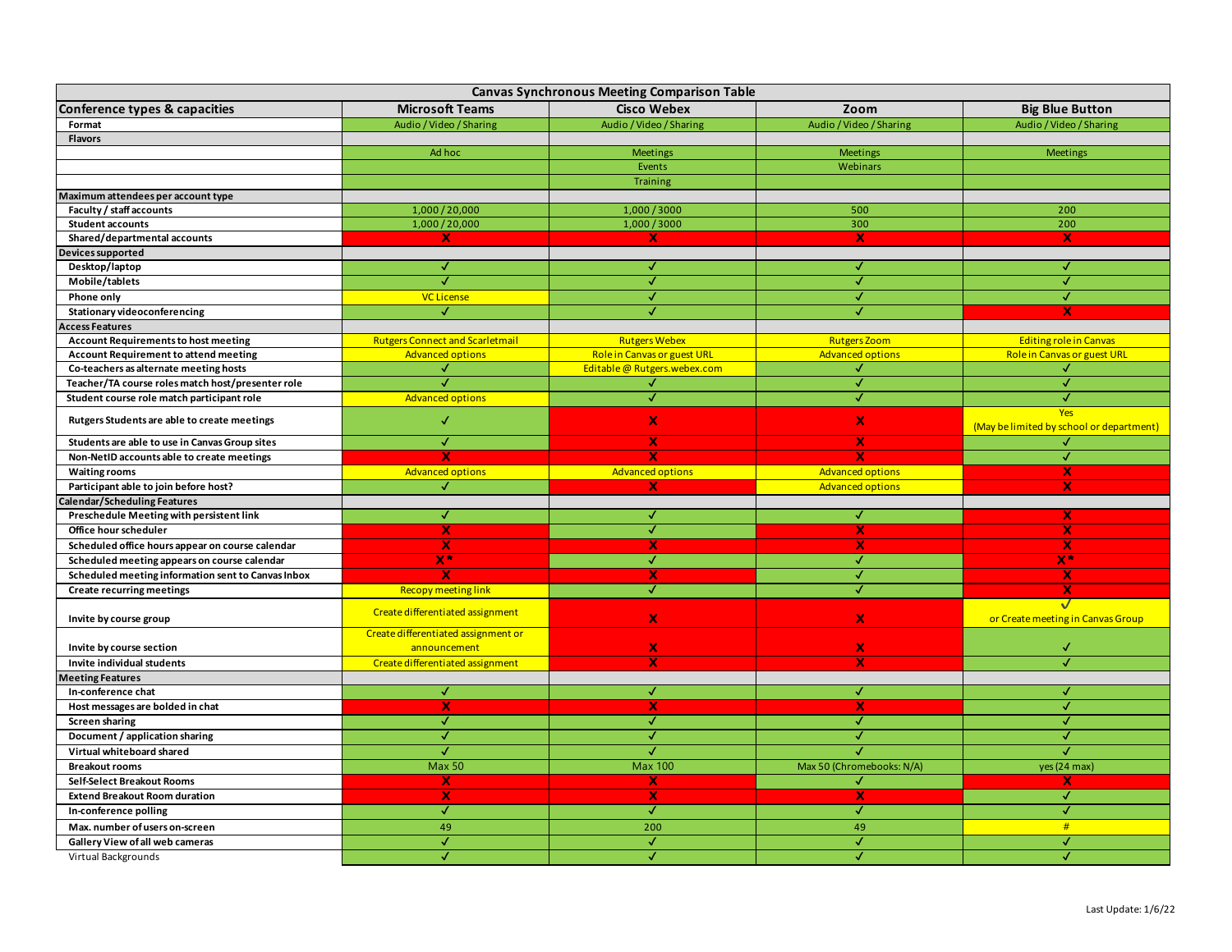| Canvas Synchronous Meeting Comparison Table | | | | |
|---|---|---|---|---|
| **Conference types & capacities** | **Microsoft Teams** | **Cisco Webex** | **Zoom** | **Big Blue Button** |
| Format | Audio / Video / Sharing | Audio / Video / Sharing | Audio / Video / Sharing | Audio / Video / Sharing |
| **Flavors** | | | | |
| | Ad hoc | Meetings | Meetings | Meetings |
| | | Events | Webinars | |
| | | Training | | |
| **Maximum attendees per account type** | | | | |
| Faculty / staff accounts | 1,000 / 20,000 | 1,000 / 3000 | 500 | 200 |
| Student accounts | 1,000 / 20,000 | 1,000 / 3000 | 300 | 200 |
| Shared/departmental accounts | X | X | X | X |
| **Devices supported** | | | | |
| Desktop/laptop | ✓ | ✓ | ✓ | ✓ |
| Mobile/tablets | ✓ | ✓ | ✓ | ✓ |
| Phone only | VC License | ✓ | ✓ | ✓ |
| Stationary videoconferencing | ✓ | ✓ | ✓ | X |
| **Access Features** | | | | |
| Account Requirements to host meeting | Rutgers Connect and Scarletmail | Rutgers Webex | Rutgers Zoom | Editing role in Canvas |
| Account Requirement to attend meeting | Advanced options | Role in Canvas or guest URL | Advanced options | Role in Canvas or guest URL |
| Co-teachers as alternate meeting hosts | ✓ | Editable @ Rutgers.webex.com | ✓ | ✓ |
| Teacher/TA course roles match host/presenter role | ✓ | ✓ | ✓ | ✓ |
| Student course role match participant role | Advanced options | ✓ | ✓ | ✓ |
| Rutgers Students are able to create meetings | ✓ | X | X | Yes (May be limited by school or department) |
| Students are able to use in Canvas Group sites | ✓ | X | X | ✓ |
| Non-NetID accounts able to create meetings | X | X | X | ✓ |
| Waiting rooms | Advanced options | Advanced options | Advanced options | X |
| Participant able to join before host? | ✓ | X | Advanced options | X |
| **Calendar/Scheduling Features** | | | | |
| Preschedule Meeting with persistent link | ✓ | ✓ | ✓ | X |
| Office hour scheduler | X | ✓ | X | X |
| Scheduled office hours appear on course calendar | X | X | X | X |
| Scheduled meeting appears on course calendar | X* | ✓ | ✓ | X* |
| Scheduled meeting information sent to Canvas Inbox | X | X | ✓ | X |
| Create recurring meetings | Recopy meeting link | ✓ | ✓ | X |
| Invite by course group | Create differentiated assignment | X | X | ✓ or Create meeting in Canvas Group |
| Invite by course section | Create differentiated assignment or announcement | X | X | ✓ |
| Invite individual students | Create differentiated assignment | X | X | ✓ |
| **Meeting Features** | | | | |
| In-conference chat | ✓ | ✓ | ✓ | ✓ |
| Host messages are bolded in chat | X | X | X | ✓ |
| Screen sharing | ✓ | ✓ | ✓ | ✓ |
| Document / application sharing | ✓ | ✓ | ✓ | ✓ |
| Virtual whiteboard shared | ✓ | ✓ | ✓ | ✓ |
| Breakout rooms | Max 50 | Max 100 | Max 50 (Chromebooks: N/A) | yes (24 max) |
| Self-Select Breakout Rooms | X | X | ✓ | X |
| Extend Breakout Room duration | X | X | X | ✓ |
| In-conference polling | ✓ | ✓ | ✓ | ✓ |
| Max. number of users on-screen | 49 | 200 | 49 | # |
| Gallery View of all web cameras | ✓ | ✓ | ✓ | ✓ |
| Virtual Backgrounds | ✓ | ✓ | ✓ | ✓ |

Last Update: 1/6/22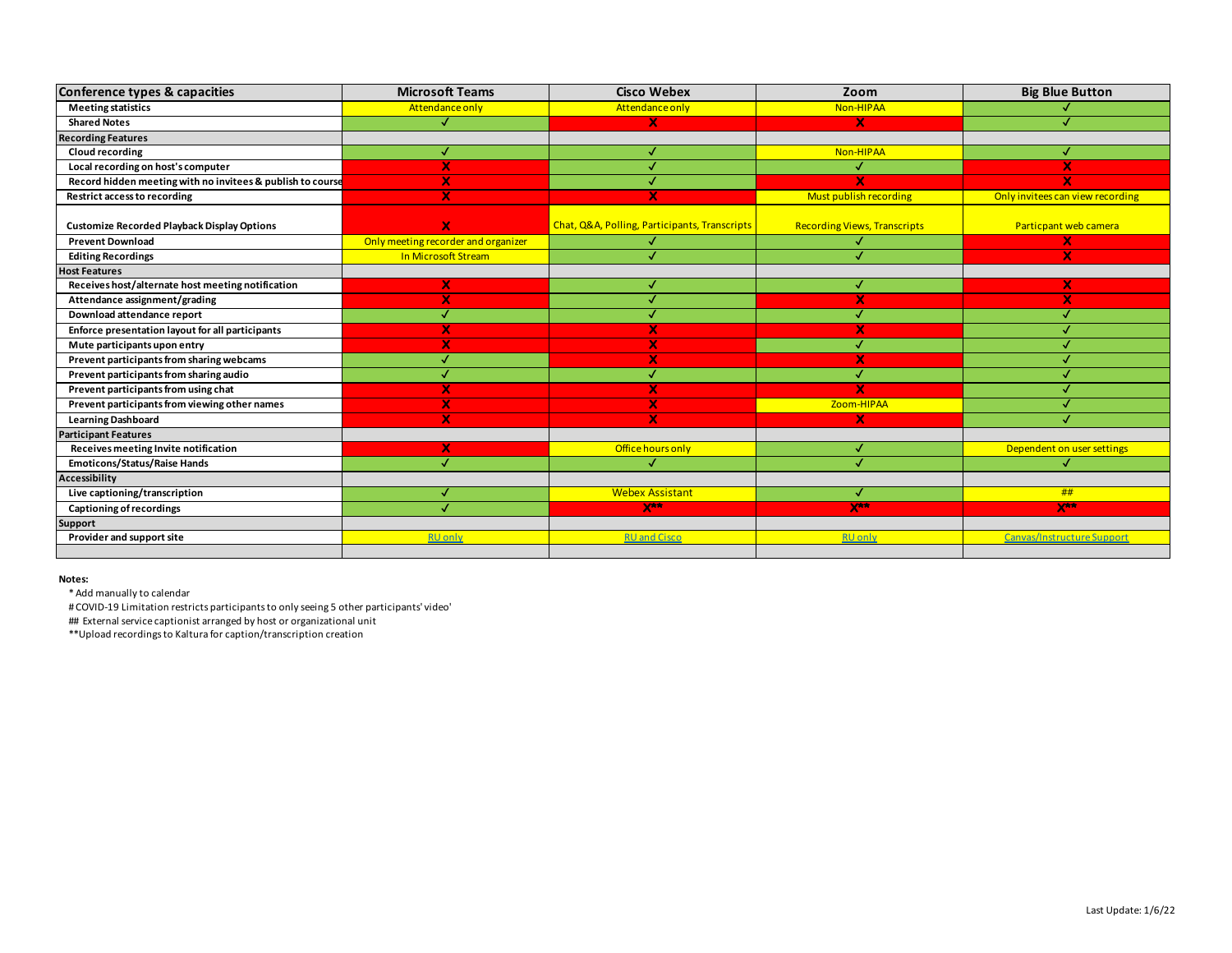| Conference types & capacities | Microsoft Teams | Cisco Webex | Zoom | Big Blue Button |
|---|---|---|---|---|
| Meeting statistics | Attendance only | Attendance only | Non-HIPAA | ✓ |
| Shared Notes | ✓ | X | X | ✓ |
| **Recording Features** | | | | |
| Cloud recording | ✓ | ✓ | Non-HIPAA | ✓ |
| Local recording on host's computer | X | ✓ | ✓ | X |
| Record hidden meeting with no invitees & publish to course | X | ✓ | X | X |
| Restrict access to recording | X | X | Must publish recording | Only invitees can view recording |
| Customize Recorded Playback Display Options | X | Chat, Q&A, Polling, Participants, Transcripts | Recording Views, Transcripts | Particpant web camera |
| Prevent Download | Only meeting recorder and organizer | ✓ | ✓ | X |
| Editing Recordings | In Microsoft Stream | ✓ | ✓ | X |
| **Host Features** | | | | |
| Receives host/alternate host meeting notification | X | ✓ | ✓ | X |
| Attendance assignment/grading | X | ✓ | X | X |
| Download attendance report | ✓ | ✓ | ✓ | ✓ |
| Enforce presentation layout for all participants | X | X | X | ✓ |
| Mute participants upon entry | X | X | ✓ | ✓ |
| Prevent participants from sharing webcams | ✓ | X | X | ✓ |
| Prevent participants from sharing audio | ✓ | ✓ | ✓ | ✓ |
| Prevent participants from using chat | X | X | X | ✓ |
| Prevent participants from viewing other names | X | X | Zoom-HIPAA | ✓ |
| Learning Dashboard | X | X | X | ✓ |
| **Participant Features** | | | | |
| Receives meeting Invite notification | X | Office hours only | ✓ | Dependent on user settings |
| Emoticons/Status/Raise Hands | ✓ | ✓ | ✓ | ✓ |
| **Accessibility** | | | | |
| Live captioning/transcription | ✓ | Webex Assistant | ✓ | ## |
| Captioning of recordings | ✓ | X** | X** | X** |
| **Support** | | | | |
| Provider and support site | RU only | RU and Cisco | RU only | Canvas/Instructure Support |

**Notes:**

\* Add manually to calendar

\# COVID-19 Limitation restricts participants to only seeing 5 other participants' video'

\## External service captionist arranged by host or organizational unit

\*\*Upload recordings to Kaltura for caption/transcription creation

Last Update: 1/6/22